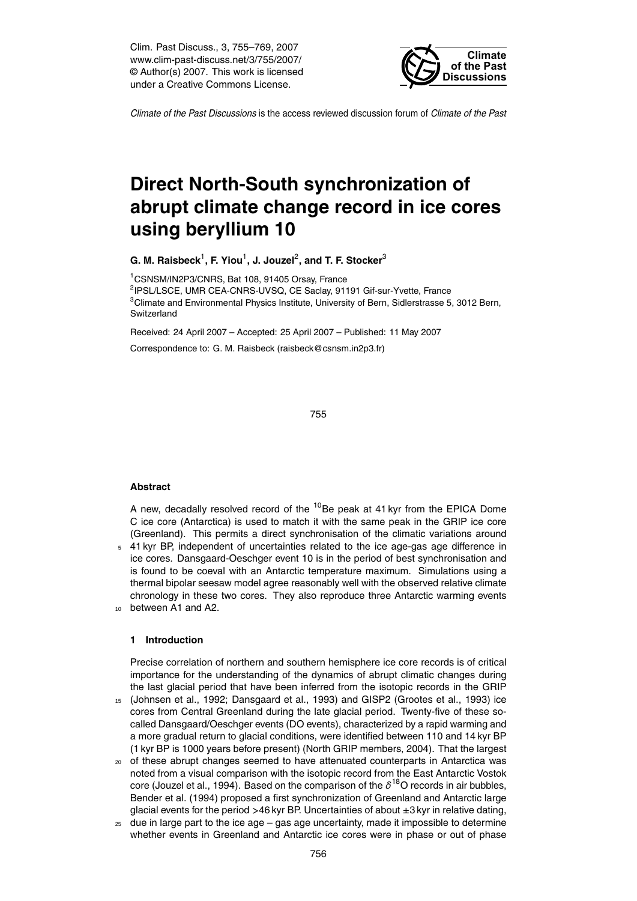Clim. Past Discuss., 3, 755–769, 2007
www.clim-past-discuss.net/3/755/2007/
© Author(s) 2007. This work is licensed under a Creative Commons License.

*Climate of the Past Discussions* is the access reviewed discussion forum of *Climate of the Past*

# Direct North-South synchronization of abrupt climate change record in ice cores using beryllium 10

**G. M. Raisbeck[1], F. Yiou[1], J. Jouzel[2], and T. F. Stocker[3]**

[1]CSNSM/IN2P3/CNRS, Bat 108, 91405 Orsay, France
[2]IPSL/LSCE, UMR CEA-CNRS-UVSQ, CE Saclay, 91191 Gif-sur-Yvette, France
[3]Climate and Environmental Physics Institute, University of Bern, Sidlerstrasse 5, 3012 Bern, Switzerland

Received: 24 April 2007 – Accepted: 25 April 2007 – Published: 11 May 2007

Correspondence to: G. M. Raisbeck (raisbeck@csnsm.in2p3.fr)

## Abstract

A new, decadally resolved record of the $^{10}$Be peak at 41 kyr from the EPICA Dome C ice core (Antarctica) is used to match it with the same peak in the GRIP ice core (Greenland). This permits a direct synchronisation of the climatic variations around 41 kyr BP, independent of uncertainties related to the ice age-gas age difference in ice cores. Dansgaard-Oeschger event 10 is in the period of best synchronisation and is found to be coeval with an Antarctic temperature maximum. Simulations using a thermal bipolar seesaw model agree reasonably well with the observed relative climate chronology in these two cores. They also reproduce three Antarctic warming events between A1 and A2.

## 1 Introduction

Precise correlation of northern and southern hemisphere ice core records is of critical importance for the understanding of the dynamics of abrupt climatic changes during the last glacial period that have been inferred from the isotopic records in the GRIP (Johnsen et al., 1992; Dansgaard et al., 1993) and GISP2 (Grootes et al., 1993) ice cores from Central Greenland during the late glacial period. Twenty-five of these so-called Dansgaard/Oeschger events (DO events), characterized by a rapid warming and a more gradual return to glacial conditions, were identified between 110 and 14 kyr BP (1 kyr BP is 1000 years before present) (North GRIP members, 2004). That the largest of these abrupt changes seemed to have attenuated counterparts in Antarctica was noted from a visual comparison with the isotopic record from the East Antarctic Vostok core (Jouzel et al., 1994). Based on the comparison of the $\delta^{18}$O records in air bubbles, Bender et al. (1994) proposed a first synchronization of Greenland and Antarctic large glacial events for the period >46 kyr BP. Uncertainties of about ±3 kyr in relative dating, due in large part to the ice age – gas age uncertainty, made it impossible to determine whether events in Greenland and Antarctic ice cores were in phase or out of phase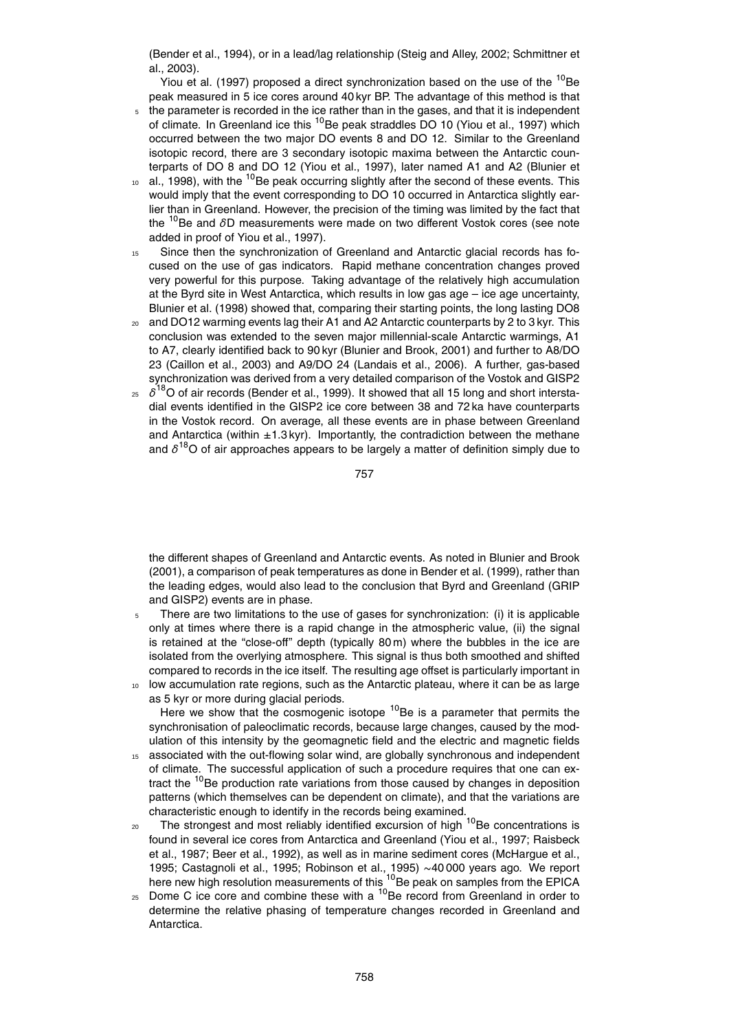(Bender et al., 1994), or in a lead/lag relationship (Steig and Alley, 2002; Schmittner et al., 2003).

Yiou et al. (1997) proposed a direct synchronization based on the use of the $^{10}$Be peak measured in 5 ice cores around 40 kyr BP. The advantage of this method is that the parameter is recorded in the ice rather than in the gases, and that it is independent of climate. In Greenland ice this $^{10}$Be peak straddles DO 10 (Yiou et al., 1997) which occurred between the two major DO events 8 and DO 12. Similar to the Greenland isotopic record, there are 3 secondary isotopic maxima between the Antarctic counterparts of DO 8 and DO 12 (Yiou et al., 1997), later named A1 and A2 (Blunier et al., 1998), with the $^{10}$Be peak occurring slightly after the second of these events. This would imply that the event corresponding to DO 10 occurred in Antarctica slightly earlier than in Greenland. However, the precision of the timing was limited by the fact that the $^{10}$Be and $\delta$D measurements were made on two different Vostok cores (see note added in proof of Yiou et al., 1997).

Since then the synchronization of Greenland and Antarctic glacial records has focused on the use of gas indicators. Rapid methane concentration changes proved very powerful for this purpose. Taking advantage of the relatively high accumulation at the Byrd site in West Antarctica, which results in low gas age – ice age uncertainty, Blunier et al. (1998) showed that, comparing their starting points, the long lasting DO8 and DO12 warming events lag their A1 and A2 Antarctic counterparts by 2 to 3 kyr. This conclusion was extended to the seven major millennial-scale Antarctic warmings, A1 to A7, clearly identified back to 90 kyr (Blunier and Brook, 2001) and further to A8/DO 23 (Caillon et al., 2003) and A9/DO 24 (Landais et al., 2006). A further, gas-based synchronization was derived from a very detailed comparison of the Vostok and GISP2 $\delta^{18}$O of air records (Bender et al., 1999). It showed that all 15 long and short interstadial events identified in the GISP2 ice core between 38 and 72 ka have counterparts in the Vostok record. On average, all these events are in phase between Greenland and Antarctica (within $\pm$1.3 kyr). Importantly, the contradiction between the methane and $\delta^{18}$O of air approaches appears to be largely a matter of definition simply due to the different shapes of Greenland and Antarctic events. As noted in Blunier and Brook (2001), a comparison of peak temperatures as done in Bender et al. (1999), rather than the leading edges, would also lead to the conclusion that Byrd and Greenland (GRIP and GISP2) events are in phase.

There are two limitations to the use of gases for synchronization: (i) it is applicable only at times where there is a rapid change in the atmospheric value, (ii) the signal is retained at the "close-off" depth (typically 80 m) where the bubbles in the ice are isolated from the overlying atmosphere. This signal is thus both smoothed and shifted compared to records in the ice itself. The resulting age offset is particularly important in low accumulation rate regions, such as the Antarctic plateau, where it can be as large as 5 kyr or more during glacial periods.

Here we show that the cosmogenic isotope $^{10}$Be is a parameter that permits the synchronisation of paleoclimatic records, because large changes, caused by the modulation of this intensity by the geomagnetic field and the electric and magnetic fields associated with the out-flowing solar wind, are globally synchronous and independent of climate. The successful application of such a procedure requires that one can extract the $^{10}$Be production rate variations from those caused by changes in deposition patterns (which themselves can be dependent on climate), and that the variations are characteristic enough to identify in the records being examined.

The strongest and most reliably identified excursion of high $^{10}$Be concentrations is found in several ice cores from Antarctica and Greenland (Yiou et al., 1997; Raisbeck et al., 1987; Beer et al., 1992), as well as in marine sediment cores (McHargue et al., 1995; Castagnoli et al., 1995; Robinson et al., 1995) ~40 000 years ago. We report here new high resolution measurements of this $^{10}$Be peak on samples from the EPICA Dome C ice core and combine these with a $^{10}$Be record from Greenland in order to determine the relative phasing of temperature changes recorded in Greenland and Antarctica.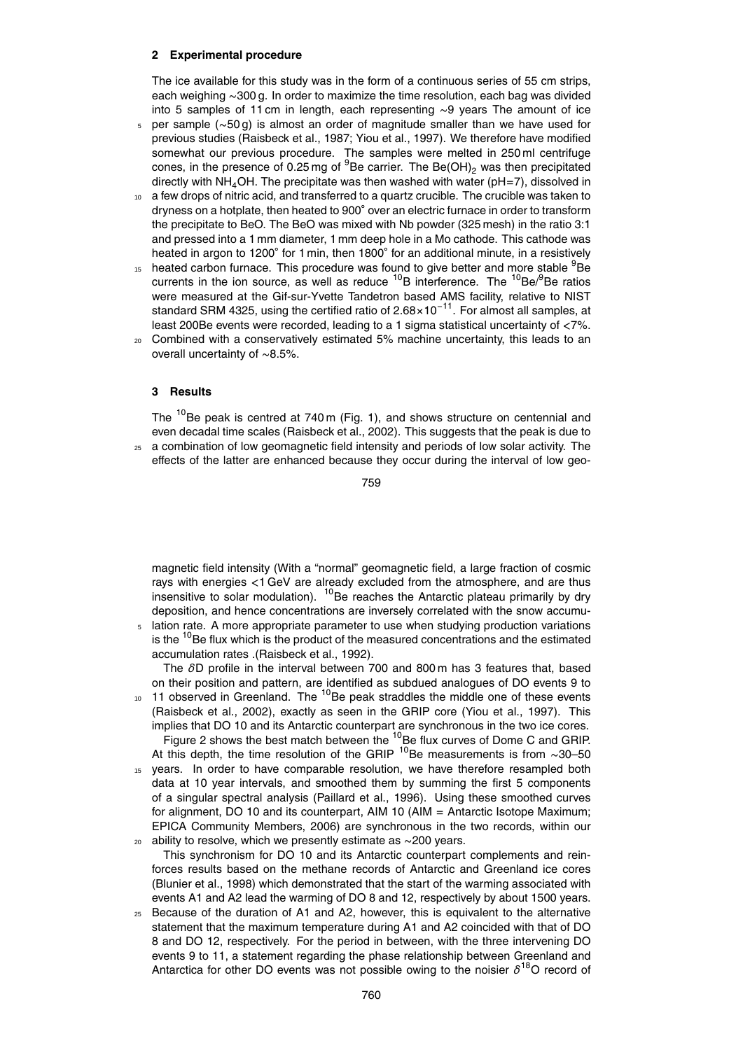## 2 Experimental procedure

The ice available for this study was in the form of a continuous series of 55 cm strips, each weighing ∼300 g. In order to maximize the time resolution, each bag was divided into 5 samples of 11 cm in length, each representing ∼9 years The amount of ice per sample (∼50 g) is almost an order of magnitude smaller than we have used for previous studies (Raisbeck et al., 1987; Yiou et al., 1997). We therefore have modified somewhat our previous procedure. The samples were melted in 250 ml centrifuge cones, in the presence of 0.25 mg of $^{9}$Be carrier. The $Be(OH)_2$ was then precipitated directly with $NH_4OH$. The precipitate was then washed with water (pH=7), dissolved in a few drops of nitric acid, and transferred to a quartz crucible. The crucible was taken to dryness on a hotplate, then heated to 900˚ over an electric furnace in order to transform the precipitate to BeO. The BeO was mixed with Nb powder (325 mesh) in the ratio 3:1 and pressed into a 1 mm diameter, 1 mm deep hole in a Mo cathode. This cathode was heated in argon to 1200˚ for 1 min, then 1800˚ for an additional minute, in a resistively heated carbon furnace. This procedure was found to give better and more stable $^{9}$Be currents in the ion source, as well as reduce $^{10}$B interference. The $^{10}$Be/$^{9}$Be ratios were measured at the Gif-sur-Yvette Tandetron based AMS facility, relative to NIST standard SRM 4325, using the certified ratio of $2.68\times10^{-11}$. For almost all samples, at least 200Be events were recorded, leading to a 1 sigma statistical uncertainty of <7%. Combined with a conservatively estimated 5% machine uncertainty, this leads to an overall uncertainty of ∼8.5%.

## 3 Results

The $^{10}$Be peak is centred at 740 m (Fig. 1), and shows structure on centennial and even decadal time scales (Raisbeck et al., 2002). This suggests that the peak is due to a combination of low geomagnetic field intensity and periods of low solar activity. The effects of the latter are enhanced because they occur during the interval of low geomagnetic field intensity (With a "normal" geomagnetic field, a large fraction of cosmic rays with energies <1 GeV are already excluded from the atmosphere, and are thus insensitive to solar modulation). $^{10}$Be reaches the Antarctic plateau primarily by dry deposition, and hence concentrations are inversely correlated with the snow accumulation rate. A more appropriate parameter to use when studying production variations is the $^{10}$Be flux which is the product of the measured concentrations and the estimated accumulation rates .(Raisbeck et al., 1992).

The $\delta$D profile in the interval between 700 and 800 m has 3 features that, based on their position and pattern, are identified as subdued analogues of DO events 9 to 11 observed in Greenland. The $^{10}$Be peak straddles the middle one of these events (Raisbeck et al., 2002), exactly as seen in the GRIP core (Yiou et al., 1997). This implies that DO 10 and its Antarctic counterpart are synchronous in the two ice cores.

Figure 2 shows the best match between the $^{10}$Be flux curves of Dome C and GRIP. At this depth, the time resolution of the GRIP $^{10}$Be measurements is from ∼30–50 years. In order to have comparable resolution, we have therefore resampled both data at 10 year intervals, and smoothed them by summing the first 5 components of a singular spectral analysis (Paillard et al., 1996). Using these smoothed curves for alignment, DO 10 and its counterpart, AIM 10 (AIM = Antarctic Isotope Maximum; EPICA Community Members, 2006) are synchronous in the two records, within our ability to resolve, which we presently estimate as ∼200 years.

This synchronism for DO 10 and its Antarctic counterpart complements and reinforces results based on the methane records of Antarctic and Greenland ice cores (Blunier et al., 1998) which demonstrated that the start of the warming associated with events A1 and A2 lead the warming of DO 8 and 12, respectively by about 1500 years. Because of the duration of A1 and A2, however, this is equivalent to the alternative statement that the maximum temperature during A1 and A2 coincided with that of DO 8 and DO 12, respectively. For the period in between, with the three intervening DO events 9 to 11, a statement regarding the phase relationship between Greenland and Antarctica for other DO events was not possible owing to the noisier $\delta^{18}$O record of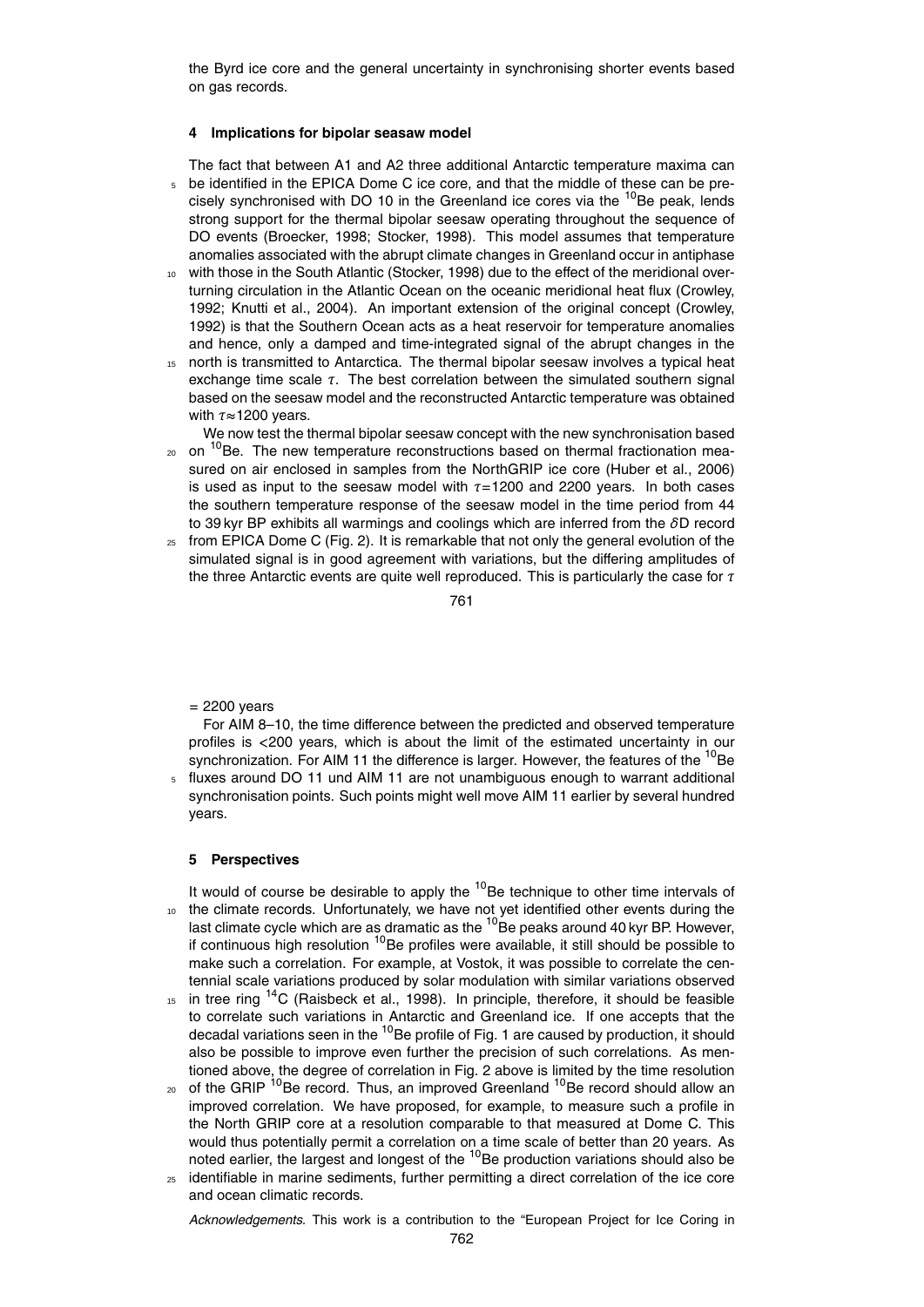the Byrd ice core and the general uncertainty in synchronising shorter events based on gas records.

## 4 Implications for bipolar seasaw model

The fact that between A1 and A2 three additional Antarctic temperature maxima can be identified in the EPICA Dome C ice core, and that the middle of these can be precisely synchronised with DO 10 in the Greenland ice cores via the $^{10}$Be peak, lends strong support for the thermal bipolar seesaw operating throughout the sequence of DO events (Broecker, 1998; Stocker, 1998). This model assumes that temperature anomalies associated with the abrupt climate changes in Greenland occur in antiphase with those in the South Atlantic (Stocker, 1998) due to the effect of the meridional overturning circulation in the Atlantic Ocean on the oceanic meridional heat flux (Crowley, 1992; Knutti et al., 2004). An important extension of the original concept (Crowley, 1992) is that the Southern Ocean acts as a heat reservoir for temperature anomalies and hence, only a damped and time-integrated signal of the abrupt changes in the north is transmitted to Antarctica. The thermal bipolar seesaw involves a typical heat exchange time scale $\tau$. The best correlation between the simulated southern signal based on the seesaw model and the reconstructed Antarctic temperature was obtained with $\tau \approx 1200$ years.

We now test the thermal bipolar seesaw concept with the new synchronisation based on $^{10}$Be. The new temperature reconstructions based on thermal fractionation measured on air enclosed in samples from the NorthGRIP ice core (Huber et al., 2006) is used as input to the seesaw model with $\tau = 1200$ and 2200 years. In both cases the southern temperature response of the seesaw model in the time period from 44 to 39 kyr BP exhibits all warmings and coolings which are inferred from the $\delta$D record from EPICA Dome C (Fig. 2). It is remarkable that not only the general evolution of the simulated signal is in good agreement with variations, but the differing amplitudes of the three Antarctic events are quite well reproduced. This is particularly the case for $\tau = 2200$ years

For AIM 8–10, the time difference between the predicted and observed temperature profiles is <200 years, which is about the limit of the estimated uncertainty in our synchronization. For AIM 11 the difference is larger. However, the features of the $^{10}$Be fluxes around DO 11 und AIM 11 are not unambiguous enough to warrant additional synchronisation points. Such points might well move AIM 11 earlier by several hundred years.

## 5 Perspectives

It would of course be desirable to apply the $^{10}$Be technique to other time intervals of the climate records. Unfortunately, we have not yet identified other events during the last climate cycle which are as dramatic as the $^{10}$Be peaks around 40 kyr BP. However, if continuous high resolution $^{10}$Be profiles were available, it still should be possible to make such a correlation. For example, at Vostok, it was possible to correlate the centennial scale variations produced by solar modulation with similar variations observed in tree ring $^{14}$C (Raisbeck et al., 1998). In principle, therefore, it should be feasible to correlate such variations in Antarctic and Greenland ice. If one accepts that the decadal variations seen in the $^{10}$Be profile of Fig. 1 are caused by production, it should also be possible to improve even further the precision of such correlations. As mentioned above, the degree of correlation in Fig. 2 above is limited by the time resolution of the GRIP $^{10}$Be record. Thus, an improved Greenland $^{10}$Be record should allow an improved correlation. We have proposed, for example, to measure such a profile in the North GRIP core at a resolution comparable to that measured at Dome C. This would thus potentially permit a correlation on a time scale of better than 20 years. As noted earlier, the largest and longest of the $^{10}$Be production variations should also be identifiable in marine sediments, further permitting a direct correlation of the ice core and ocean climatic records.

*Acknowledgements.* This work is a contribution to the "European Project for Ice Coring in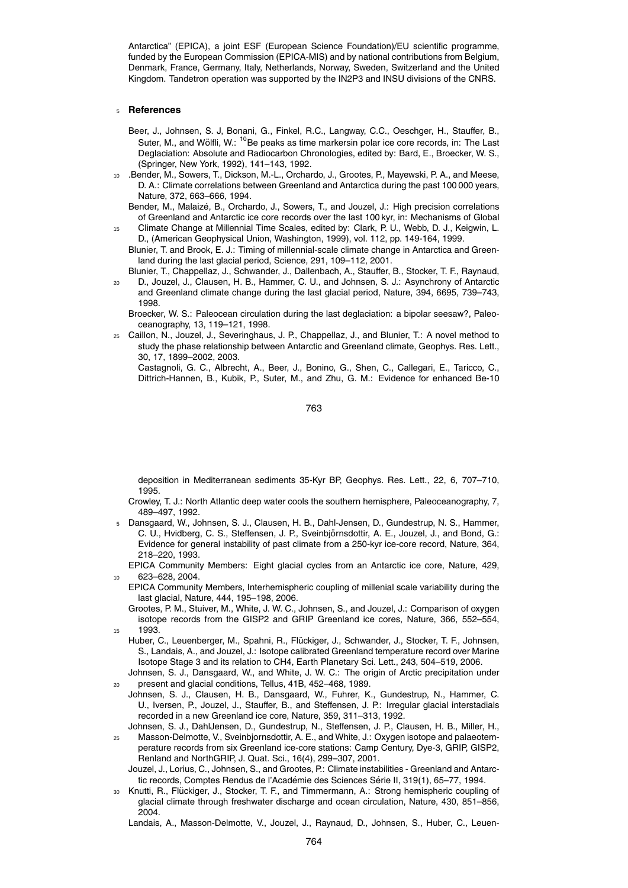Antarctica" (EPICA), a joint ESF (European Science Foundation)/EU scientific programme, funded by the European Commission (EPICA-MIS) and by national contributions from Belgium, Denmark, France, Germany, Italy, Netherlands, Norway, Sweden, Switzerland and the United Kingdom. Tandetron operation was supported by the IN2P3 and INSU divisions of the CNRS.

## References

Beer, J., Johnsen, S. J, Bonani, G., Finkel, R.C., Langway, C.C., Oeschger, H., Stauffer, B., Suter, M., and Wölfli, W.: $^{10}$Be peaks as time markersin polar ice core records, in: The Last Deglaciation: Absolute and Radiocarbon Chronologies, edited by: Bard, E., Broecker, W. S., (Springer, New York, 1992), 141–143, 1992.

.Bender, M., Sowers, T., Dickson, M.-L., Orchardo, J., Grootes, P., Mayewski, P. A., and Meese, D. A.: Climate correlations between Greenland and Antarctica during the past 100 000 years, Nature, 372, 663–666, 1994.

Bender, M., Malaizé, B., Orchardo, J., Sowers, T., and Jouzel, J.: High precision correlations of Greenland and Antarctic ice core records over the last 100 kyr, in: Mechanisms of Global Climate Change at Millennial Time Scales, edited by: Clark, P. U., Webb, D. J., Keigwin, L. D., (American Geophysical Union, Washington, 1999), vol. 112, pp. 149-164, 1999.

Blunier, T. and Brook, E. J.: Timing of millennial-scale climate change in Antarctica and Greenland during the last glacial period, Science, 291, 109–112, 2001.

Blunier, T., Chappellaz, J., Schwander, J., Dallenbach, A., Stauffer, B., Stocker, T. F., Raynaud, D., Jouzel, J., Clausen, H. B., Hammer, C. U., and Johnsen, S. J.: Asynchrony of Antarctic and Greenland climate change during the last glacial period, Nature, 394, 6695, 739–743, 1998.

Broecker, W. S.: Paleocean circulation during the last deglaciation: a bipolar seesaw?, Paleoceanography, 13, 119–121, 1998.

Caillon, N., Jouzel, J., Severinghaus, J. P., Chappellaz, J., and Blunier, T.: A novel method to study the phase relationship between Antarctic and Greenland climate, Geophys. Res. Lett., 30, 17, 1899–2002, 2003.

Castagnoli, G. C., Albrecht, A., Beer, J., Bonino, G., Shen, C., Callegari, E., Taricco, C., Dittrich-Hannen, B., Kubik, P., Suter, M., and Zhu, G. M.: Evidence for enhanced Be-10 deposition in Mediterranean sediments 35-Kyr BP, Geophys. Res. Lett., 22, 6, 707–710, 1995.

Crowley, T. J.: North Atlantic deep water cools the southern hemisphere, Paleoceanography, 7, 489–497, 1992.

Dansgaard, W., Johnsen, S. J., Clausen, H. B., Dahl-Jensen, D., Gundestrup, N. S., Hammer, C. U., Hvidberg, C. S., Steffensen, J. P., Sveinbjörnsdottir, A. E., Jouzel, J., and Bond, G.: Evidence for general instability of past climate from a 250-kyr ice-core record, Nature, 364, 218–220, 1993.

EPICA Community Members: Eight glacial cycles from an Antarctic ice core, Nature, 429, 623–628, 2004.

EPICA Community Members, Interhemispheric coupling of millenial scale variability during the last glacial, Nature, 444, 195–198, 2006.

Grootes, P. M., Stuiver, M., White, J. W. C., Johnsen, S., and Jouzel, J.: Comparison of oxygen isotope records from the GISP2 and GRIP Greenland ice cores, Nature, 366, 552–554, 1993.

Huber, C., Leuenberger, M., Spahni, R., Flückiger, J., Schwander, J., Stocker, T. F., Johnsen, S., Landais, A., and Jouzel, J.: Isotope calibrated Greenland temperature record over Marine Isotope Stage 3 and its relation to CH4, Earth Planetary Sci. Lett., 243, 504–519, 2006.

Johnsen, S. J., Dansgaard, W., and White, J. W. C.: The origin of Arctic precipitation under present and glacial conditions, Tellus, 41B, 452–468, 1989.

Johnsen, S. J., Clausen, H. B., Dansgaard, W., Fuhrer, K., Gundestrup, N., Hammer, C. U., Iversen, P., Jouzel, J., Stauffer, B., and Steffensen, J. P.: Irregular glacial interstadials recorded in a new Greenland ice core, Nature, 359, 311–313, 1992.

Johnsen, S. J., DahlJensen, D., Gundestrup, N., Steffensen, J. P., Clausen, H. B., Miller, H., Masson-Delmotte, V., Sveinbjornsdottir, A. E., and White, J.: Oxygen isotope and palaeotemperature records from six Greenland ice-core stations: Camp Century, Dye-3, GRIP, GISP2, Renland and NorthGRIP, J. Quat. Sci., 16(4), 299–307, 2001.

Jouzel, J., Lorius, C., Johnsen, S., and Grootes, P.: Climate instabilities - Greenland and Antarctic records, Comptes Rendus de l'Académie des Sciences Série II, 319(1), 65–77, 1994.

Knutti, R., Flückiger, J., Stocker, T. F., and Timmermann, A.: Strong hemispheric coupling of glacial climate through freshwater discharge and ocean circulation, Nature, 430, 851–856, 2004.

Landais, A., Masson-Delmotte, V., Jouzel, J., Raynaud, D., Johnsen, S., Huber, C., Leuen-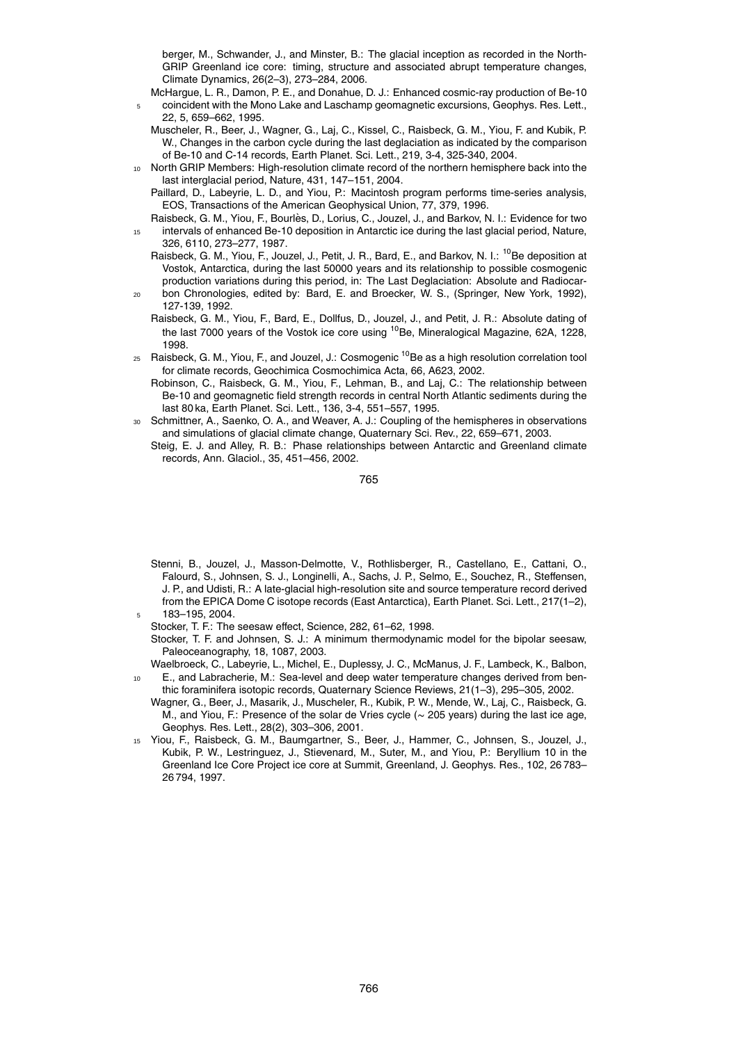berger, M., Schwander, J., and Minster, B.: The glacial inception as recorded in the North-GRIP Greenland ice core: timing, structure and associated abrupt temperature changes, Climate Dynamics, 26(2–3), 273–284, 2006.

McHargue, L. R., Damon, P. E., and Donahue, D. J.: Enhanced cosmic-ray production of Be-10 coincident with the Mono Lake and Laschamp geomagnetic excursions, Geophys. Res. Lett., 22, 5, 659–662, 1995.

Muscheler, R., Beer, J., Wagner, G., Laj, C., Kissel, C., Raisbeck, G. M., Yiou, F. and Kubik, P. W., Changes in the carbon cycle during the last deglaciation as indicated by the comparison of Be-10 and C-14 records, Earth Planet. Sci. Lett., 219, 3-4, 325-340, 2004.

North GRIP Members: High-resolution climate record of the northern hemisphere back into the last interglacial period, Nature, 431, 147–151, 2004.

Paillard, D., Labeyrie, L. D., and Yiou, P.: Macintosh program performs time-series analysis, EOS, Transactions of the American Geophysical Union, 77, 379, 1996.

Raisbeck, G. M., Yiou, F., Bourlès, D., Lorius, C., Jouzel, J., and Barkov, N. I.: Evidence for two intervals of enhanced Be-10 deposition in Antarctic ice during the last glacial period, Nature, 326, 6110, 273–277, 1987.

Raisbeck, G. M., Yiou, F., Jouzel, J., Petit, J. R., Bard, E., and Barkov, N. I.: $^{10}$Be deposition at Vostok, Antarctica, during the last 50000 years and its relationship to possible cosmogenic production variations during this period, in: The Last Deglaciation: Absolute and Radiocarbon Chronologies, edited by: Bard, E. and Broecker, W. S., (Springer, New York, 1992), 127-139, 1992.

Raisbeck, G. M., Yiou, F., Bard, E., Dollfus, D., Jouzel, J., and Petit, J. R.: Absolute dating of the last 7000 years of the Vostok ice core using $^{10}$Be, Mineralogical Magazine, 62A, 1228, 1998.

Raisbeck, G. M., Yiou, F., and Jouzel, J.: Cosmogenic $^{10}$Be as a high resolution correlation tool for climate records, Geochimica Cosmochimica Acta, 66, A623, 2002.

Robinson, C., Raisbeck, G. M., Yiou, F., Lehman, B., and Laj, C.: The relationship between Be-10 and geomagnetic field strength records in central North Atlantic sediments during the last 80 ka, Earth Planet. Sci. Lett., 136, 3-4, 551–557, 1995.

Schmittner, A., Saenko, O. A., and Weaver, A. J.: Coupling of the hemispheres in observations and simulations of glacial climate change, Quaternary Sci. Rev., 22, 659–671, 2003.

Steig, E. J. and Alley, R. B.: Phase relationships between Antarctic and Greenland climate records, Ann. Glaciol., 35, 451–456, 2002.

Stenni, B., Jouzel, J., Masson-Delmotte, V., Rothlisberger, R., Castellano, E., Cattani, O., Falourd, S., Johnsen, S. J., Longinelli, A., Sachs, J. P., Selmo, E., Souchez, R., Steffensen, J. P., and Udisti, R.: A late-glacial high-resolution site and source temperature record derived from the EPICA Dome C isotope records (East Antarctica), Earth Planet. Sci. Lett., 217(1–2), 183–195, 2004.

Stocker, T. F.: The seesaw effect, Science, 282, 61–62, 1998.

Stocker, T. F. and Johnsen, S. J.: A minimum thermodynamic model for the bipolar seesaw, Paleoceanography, 18, 1087, 2003.

Waelbroeck, C., Labeyrie, L., Michel, E., Duplessy, J. C., McManus, J. F., Lambeck, K., Balbon, E., and Labracherie, M.: Sea-level and deep water temperature changes derived from benthic foraminifera isotopic records, Quaternary Science Reviews, 21(1–3), 295–305, 2002.

Wagner, G., Beer, J., Masarik, J., Muscheler, R., Kubik, P. W., Mende, W., Laj, C., Raisbeck, G. M., and Yiou, F.: Presence of the solar de Vries cycle (∼ 205 years) during the last ice age, Geophys. Res. Lett., 28(2), 303–306, 2001.

Yiou, F., Raisbeck, G. M., Baumgartner, S., Beer, J., Hammer, C., Johnsen, S., Jouzel, J., Kubik, P. W., Lestringuez, J., Stievenard, M., Suter, M., and Yiou, P.: Beryllium 10 in the Greenland Ice Core Project ice core at Summit, Greenland, J. Geophys. Res., 102, 26 783–26 794, 1997.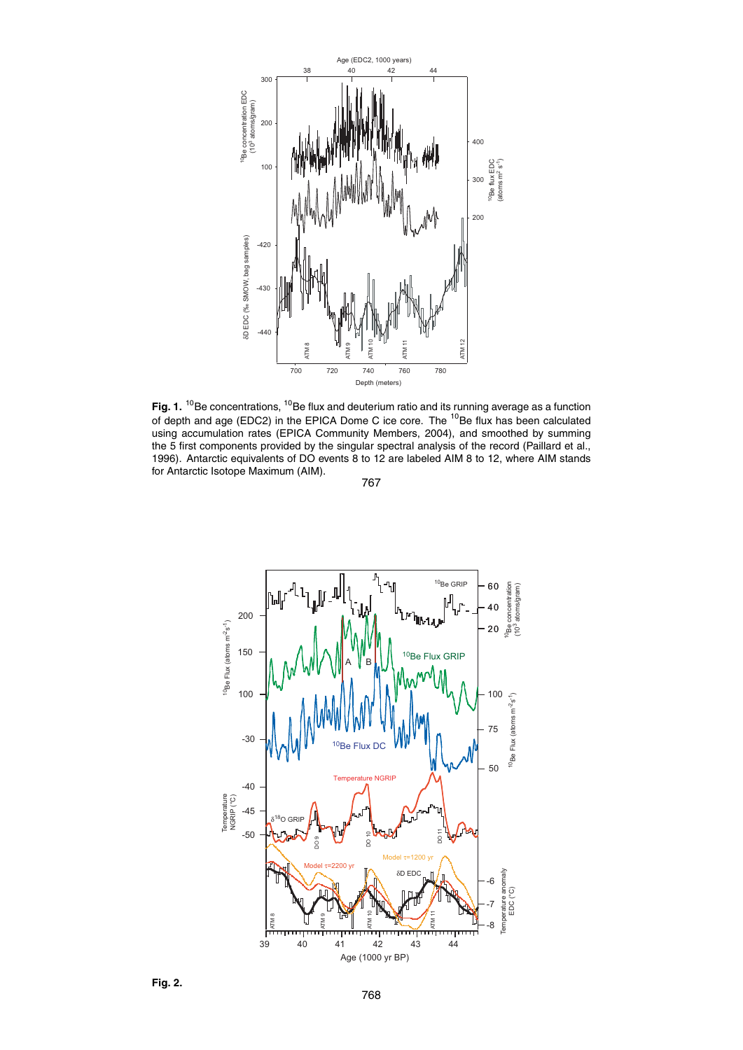**Fig. 1.** $^{10}$Be concentrations, $^{10}$Be flux and deuterium ratio and its running average as a function of depth and age (EDC2) in the EPICA Dome C ice core. The $^{10}$Be flux has been calculated using accumulation rates (EPICA Community Members, 2004), and smoothed by summing the 5 first components provided by the singular spectral analysis of the record (Paillard et al., 1996). Antarctic equivalents of DO events 8 to 12 are labeled AIM 8 to 12, where AIM stands for Antarctic Isotope Maximum (AIM).

**Fig. 2.**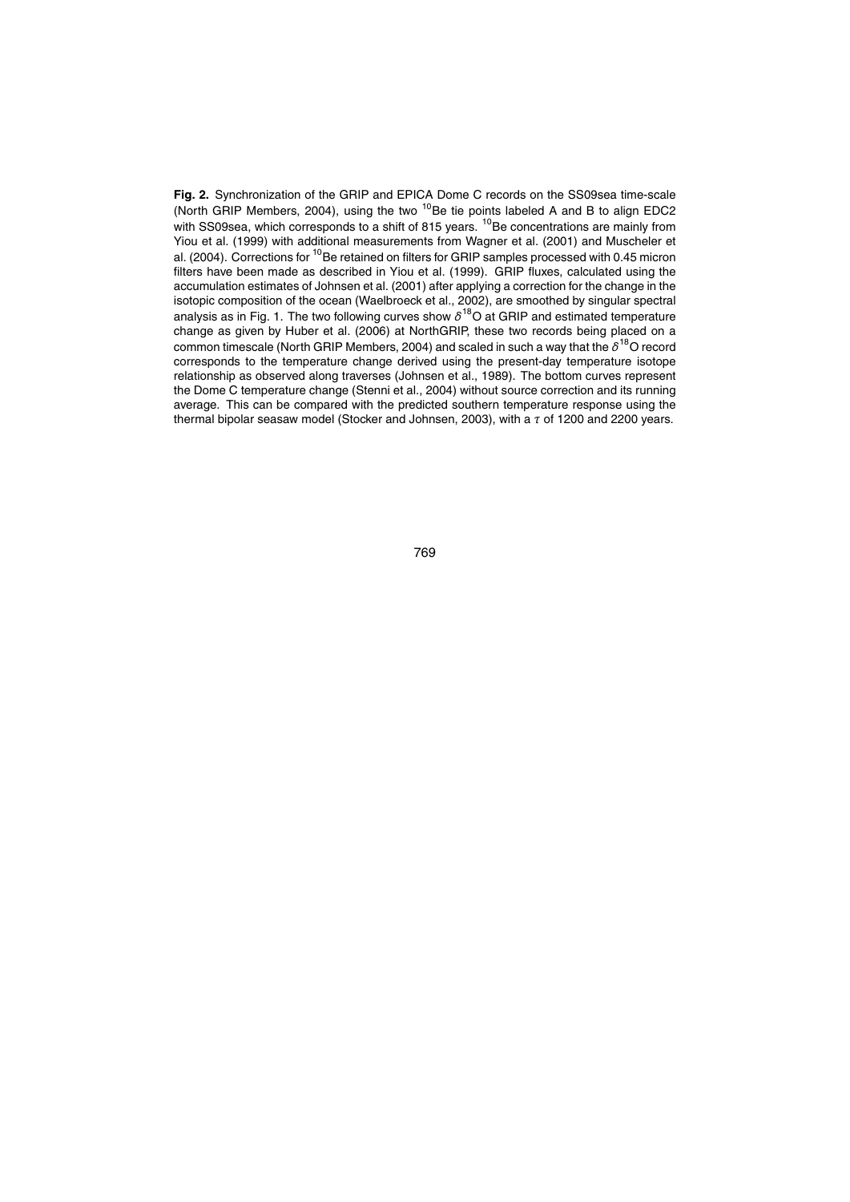**Fig. 2.** Synchronization of the GRIP and EPICA Dome C records on the SS09sea time-scale (North GRIP Members, 2004), using the two $^{10}$Be tie points labeled A and B to align EDC2 with SS09sea, which corresponds to a shift of 815 years. $^{10}$Be concentrations are mainly from Yiou et al. (1999) with additional measurements from Wagner et al. (2001) and Muscheler et al. (2004). Corrections for $^{10}$Be retained on filters for GRIP samples processed with 0.45 micron filters have been made as described in Yiou et al. (1999). GRIP fluxes, calculated using the accumulation estimates of Johnsen et al. (2001) after applying a correction for the change in the isotopic composition of the ocean (Waelbroeck et al., 2002), are smoothed by singular spectral analysis as in Fig. 1. The two following curves show $\delta^{18}$O at GRIP and estimated temperature change as given by Huber et al. (2006) at NorthGRIP, these two records being placed on a common timescale (North GRIP Members, 2004) and scaled in such a way that the $\delta^{18}$O record corresponds to the temperature change derived using the present-day temperature isotope relationship as observed along traverses (Johnsen et al., 1989). The bottom curves represent the Dome C temperature change (Stenni et al., 2004) without source correction and its running average. This can be compared with the predicted southern temperature response using the thermal bipolar seasaw model (Stocker and Johnsen, 2003), with a $\tau$ of 1200 and 2200 years.